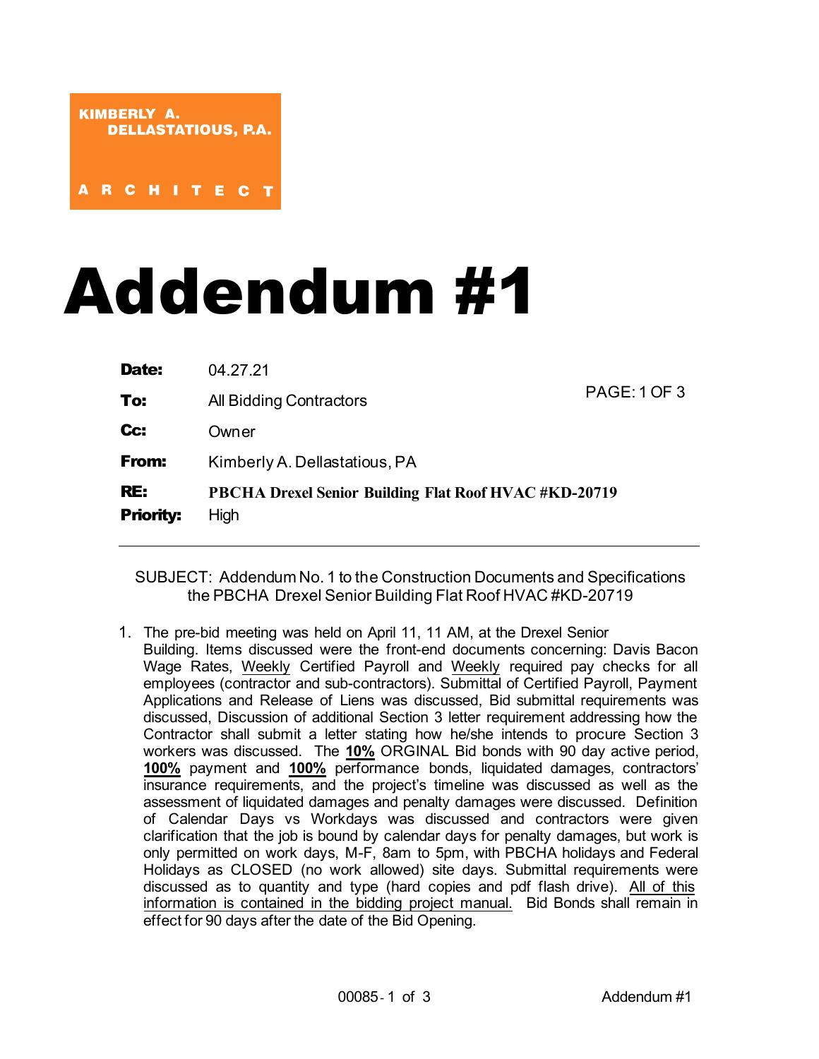KIMBERLY A. DELLASTATIOUS, P.A.

ARCHITECT

# Addendum #1

**Date:** 04.27.21

**To:** All Bidding Contractors

**Cc:** Owner

**From:** Kimberly A. Dellastatious, PA

**RE:** **PBCHA Drexel Senior Building Flat Roof HVAC #KD-20719**

**Priority:** High

PAGE: 1 OF 3

---

SUBJECT: Addendum No. 1 to the Construction Documents and Specifications the PBCHA Drexel Senior Building Flat Roof HVAC #KD-20719

1. The pre-bid meeting was held on April 11, 11 AM, at the Drexel Senior Building. Items discussed were the front-end documents concerning: Davis Bacon Wage Rates, Weekly Certified Payroll and Weekly required pay checks for all employees (contractor and sub-contractors). Submittal of Certified Payroll, Payment Applications and Release of Liens was discussed, Bid submittal requirements was discussed, Discussion of additional Section 3 letter requirement addressing how the Contractor shall submit a letter stating how he/she intends to procure Section 3 workers was discussed. The **10%** ORGINAL Bid bonds with 90 day active period, **100%** payment and **100%** performance bonds, liquidated damages, contractors' insurance requirements, and the project's timeline was discussed as well as the assessment of liquidated damages and penalty damages were discussed. Definition of Calendar Days vs Workdays was discussed and contractors were given clarification that the job is bound by calendar days for penalty damages, but work is only permitted on work days, M-F, 8am to 5pm, with PBCHA holidays and Federal Holidays as CLOSED (no work allowed) site days. Submittal requirements were discussed as to quantity and type (hard copies and pdf flash drive). All of this information is contained in the bidding project manual. Bid Bonds shall remain in effect for 90 days after the date of the Bid Opening.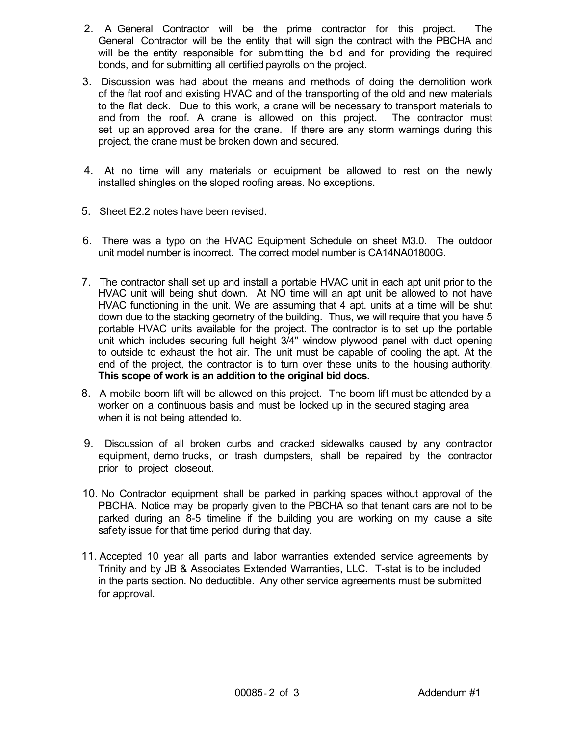2. A General Contractor will be the prime contractor for this project. The General Contractor will be the entity that will sign the contract with the PBCHA and will be the entity responsible for submitting the bid and for providing the required bonds, and for submitting all certified payrolls on the project.

3. Discussion was had about the means and methods of doing the demolition work of the flat roof and existing HVAC and of the transporting of the old and new materials to the flat deck. Due to this work, a crane will be necessary to transport materials to and from the roof. A crane is allowed on this project. The contractor must set up an approved area for the crane. If there are any storm warnings during this project, the crane must be broken down and secured.

4. At no time will any materials or equipment be allowed to rest on the newly installed shingles on the sloped roofing areas. No exceptions.

5. Sheet E2.2 notes have been revised.

6. There was a typo on the HVAC Equipment Schedule on sheet M3.0. The outdoor unit model number is incorrect. The correct model number is CA14NA01800G.

7. The contractor shall set up and install a portable HVAC unit in each apt unit prior to the HVAC unit will being shut down. <u>At NO time will an apt unit be allowed to not have HVAC functioning in the unit.</u> We are assuming that 4 apt. units at a time will be shut down due to the stacking geometry of the building. Thus, we will require that you have 5 portable HVAC units available for the project. The contractor is to set up the portable unit which includes securing full height 3/4" window plywood panel with duct opening to outside to exhaust the hot air. The unit must be capable of cooling the apt. At the end of the project, the contractor is to turn over these units to the housing authority. **This scope of work is an addition to the original bid docs.**

8. A mobile boom lift will be allowed on this project. The boom lift must be attended by a worker on a continuous basis and must be locked up in the secured staging area when it is not being attended to.

9. Discussion of all broken curbs and cracked sidewalks caused by any contractor equipment, demo trucks, or trash dumpsters, shall be repaired by the contractor prior to project closeout.

10. No Contractor equipment shall be parked in parking spaces without approval of the PBCHA. Notice may be properly given to the PBCHA so that tenant cars are not to be parked during an 8-5 timeline if the building you are working on my cause a site safety issue for that time period during that day.

11. Accepted 10 year all parts and labor warranties extended service agreements by Trinity and by JB & Associates Extended Warranties, LLC. T-stat is to be included in the parts section. No deductible. Any other service agreements must be submitted for approval.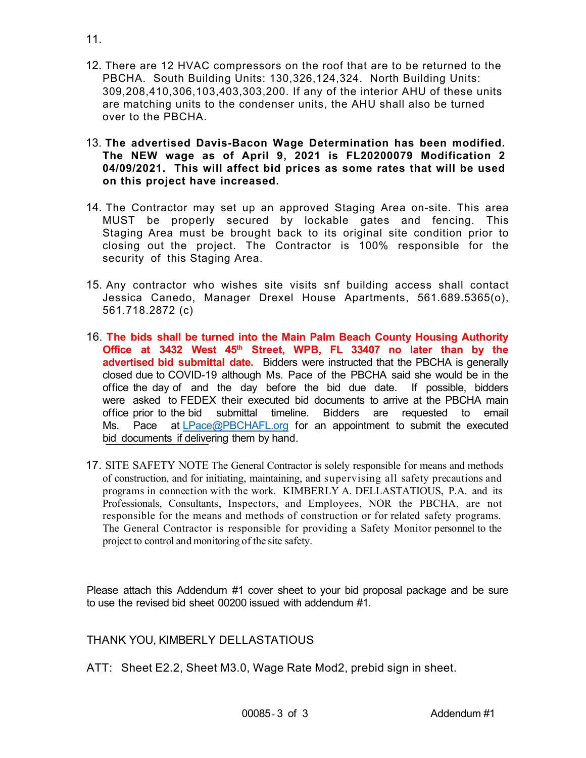11.

12. There are 12 HVAC compressors on the roof that are to be returned to the PBCHA. South Building Units: 130,326,124,324. North Building Units: 309,208,410,306,103,403,303,200. If any of the interior AHU of these units are matching units to the condenser units, the AHU shall also be turned over to the PBCHA.

13. **The advertised Davis-Bacon Wage Determination has been modified. The NEW wage as of April 9, 2021 is FL20200079 Modification 2 04/09/2021. This will affect bid prices as some rates that will be used on this project have increased.**

14. The Contractor may set up an approved Staging Area on-site. This area MUST be properly secured by lockable gates and fencing. This Staging Area must be brought back to its original site condition prior to closing out the project. The Contractor is 100% responsible for the security of this Staging Area.

15. Any contractor who wishes site visits snf building access shall contact Jessica Canedo, Manager Drexel House Apartments, 561.689.5365(o), 561.718.2872 (c)

16. **The bids shall be turned into the Main Palm Beach County Housing Authority Office at 3432 West 45th Street, WPB, FL 33407 no later than by the advertised bid submittal date.** Bidders were instructed that the PBCHA is generally closed due to COVID-19 although Ms. Pace of the PBCHA said she would be in the office the day of and the day before the bid due date. If possible, bidders were asked to FEDEX their executed bid documents to arrive at the PBCHA main office prior to the bid submittal timeline. Bidders are requested to email Ms. Pace at LPace@PBCHAFL.org for an appointment to submit the executed bid documents if delivering them by hand.

17. SITE SAFETY NOTE The General Contractor is solely responsible for means and methods of construction, and for initiating, maintaining, and supervising all safety precautions and programs in connection with the work. KIMBERLY A. DELLASTATIOUS, P.A. and its Professionals, Consultants, Inspectors, and Employees, NOR the PBCHA, are not responsible for the means and methods of construction or for related safety programs. The General Contractor is responsible for providing a Safety Monitor personnel to the project to control and monitoring of the site safety.

Please attach this Addendum #1 cover sheet to your bid proposal package and be sure to use the revised bid sheet 00200 issued with addendum #1.

THANK YOU, KIMBERLY DELLASTATIOUS

ATT: Sheet E2.2, Sheet M3.0, Wage Rate Mod2, prebid sign in sheet.